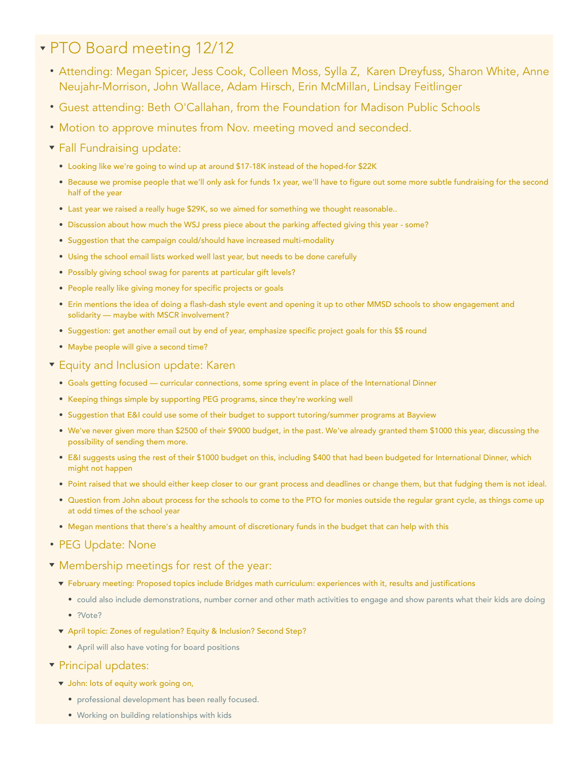# PTO Board meeting 12/12

- Attending: Megan Spicer, Jess Cook, Colleen Moss, Sylla Z,  Karen Dreyfuss, Sharon White, Anne Neujahr-Morrison, John Wallace, Adam Hirsch, Erin McMillan, Lindsay Feitlinger
- Guest attending: Beth O'Callahan, from the Foundation for Madison Public Schools
- Motion to approve minutes from Nov. meeting moved and seconded.
- Fall Fundraising update:
  - Looking like we're going to wind up at around $17-18K instead of the hoped-for $22K
  - Because we promise people that we'll only ask for funds 1x year, we'll have to figure out some more subtle fundraising for the second half of the year
  - Last year we raised a really huge $29K, so we aimed for something we thought reasonable..
  - Discussion about how much the WSJ press piece about the parking affected giving this year - some?
  - Suggestion that the campaign could/should have increased multi-modality
  - Using the school email lists worked well last year, but needs to be done carefully
  - Possibly giving school swag for parents at particular gift levels?
  - People really like giving money for specific projects or goals
  - Erin mentions the idea of doing a flash-dash style event and opening it up to other MMSD schools to show engagement and solidarity — maybe with MSCR involvement?
  - Suggestion: get another email out by end of year, emphasize specific project goals for this $$ round
  - Maybe people will give a second time?
- Equity and Inclusion update: Karen
  - Goals getting focused — curricular connections, some spring event in place of the International Dinner
  - Keeping things simple by supporting PEG programs, since they're working well
  - Suggestion that E&I could use some of their budget to support tutoring/summer programs at Bayview
  - We've never given more than $2500 of their $9000 budget, in the past. We've already granted them $1000 this year, discussing the possibility of sending them more.
  - E&I suggests using the rest of their $1000 budget on this, including $400 that had been budgeted for International Dinner, which might not happen
  - Point raised that we should either keep closer to our grant process and deadlines or change them, but that fudging them is not ideal.
  - Question from John about process for the schools to come to the PTO for monies outside the regular grant cycle, as things come up at odd times of the school year
  - Megan mentions that there's a healthy amount of discretionary funds in the budget that can help with this
- PEG Update: None
- Membership meetings for rest of the year:
  - February meeting: Proposed topics include Bridges math curriculum: experiences with it, results and justifications
    - could also include demonstrations, number corner and other math activities to engage and show parents what their kids are doing
    - ?Vote?
  - April topic: Zones of regulation? Equity & Inclusion? Second Step?
    - April will also have voting for board positions
- Principal updates:
  - John: lots of equity work going on,
    - professional development has been really focused.
    - Working on building relationships with kids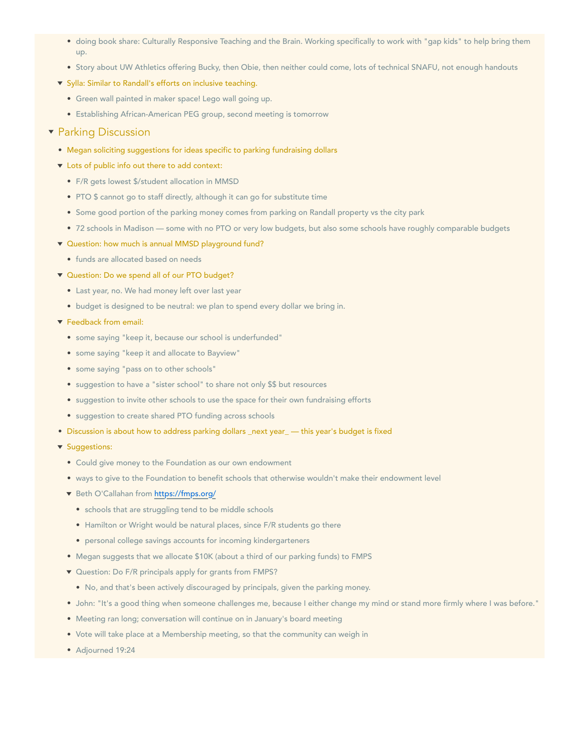- doing book share: Culturally Responsive Teaching and the Brain. Working specifically to work with "gap kids" to help bring them up.
    - Story about UW Athletics offering Bucky, then Obie, then neither could come, lots of technical SNAFU, not enough handouts
  - Sylla: Similar to Randall's efforts on inclusive teaching.
    - Green wall painted in maker space! Lego wall going up.
    - Establishing African-American PEG group, second meeting is tomorrow

- Parking Discussion
  - Megan soliciting suggestions for ideas specific to parking fundraising dollars
  - Lots of public info out there to add context:
    - F/R gets lowest $/student allocation in MMSD
    - PTO $ cannot go to staff directly, although it can go for substitute time
    - Some good portion of the parking money comes from parking on Randall property vs the city park
    - 72 schools in Madison — some with no PTO or very low budgets, but also some schools have roughly comparable budgets
  - Question: how much is annual MMSD playground fund?
    - funds are allocated based on needs
  - Question: Do we spend all of our PTO budget?
    - Last year, no. We had money left over last year
    - budget is designed to be neutral: we plan to spend every dollar we bring in.
  - Feedback from email:
    - some saying "keep it, because our school is underfunded"
    - some saying "keep it and allocate to Bayview"
    - some saying "pass on to other schools"
    - suggestion to have a "sister school" to share not only $$ but resources
    - suggestion to invite other schools to use the space for their own fundraising efforts
    - suggestion to create shared PTO funding across schools
  - Discussion is about how to address parking dollars _next year_ — this year's budget is fixed
  - Suggestions:
    - Could give money to the Foundation as our own endowment
    - ways to give to the Foundation to benefit schools that otherwise wouldn't make their endowment level
    - Beth O'Callahan from [https://fmps.org/](https://fmps.org/)
      - schools that are struggling tend to be middle schools
      - Hamilton or Wright would be natural places, since F/R students go there
      - personal college savings accounts for incoming kindergarteners
    - Megan suggests that we allocate $10K (about a third of our parking funds) to FMPS
    - Question: Do F/R principals apply for grants from FMPS?
      - No, and that's been actively discouraged by principals, given the parking money.
    - John: "It's a good thing when someone challenges me, because I either change my mind or stand more firmly where I was before."
    - Meeting ran long; conversation will continue on in January's board meeting
    - Vote will take place at a Membership meeting, so that the community can weigh in
    - Adjourned 19:24